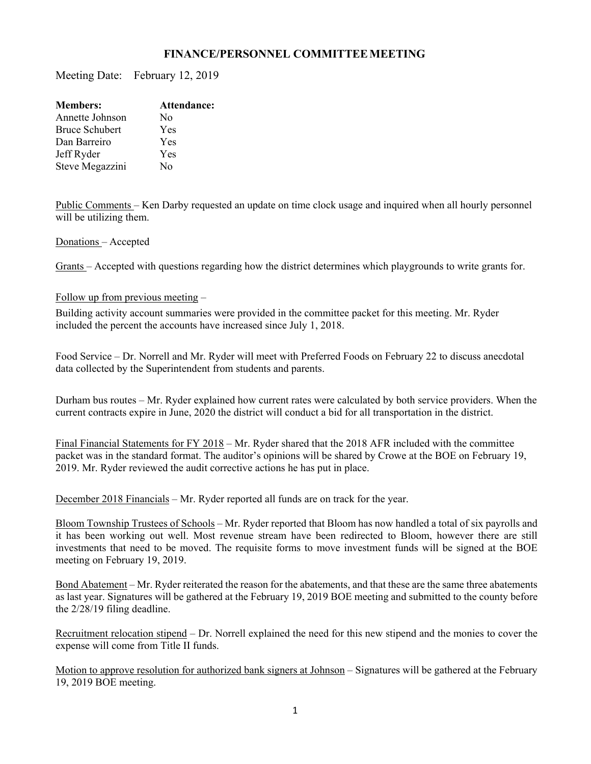# FINANCE/PERSONNEL COMMITTEE MEETING

Meeting Date: February 12, 2019

| **Members:** | **Attendance:** |
|---|---|
| Annette Johnson | No |
| Bruce Schubert | Yes |
| Dan Barreiro | Yes |
| Jeff Ryder | Yes |
| Steve Megazzini | No |

<u>Public Comments</u> – Ken Darby requested an update on time clock usage and inquired when all hourly personnel will be utilizing them.

<u>Donations</u> – Accepted

<u>Grants</u> – Accepted with questions regarding how the district determines which playgrounds to write grants for.

<u>Follow up from previous meeting</u> –

Building activity account summaries were provided in the committee packet for this meeting. Mr. Ryder included the percent the accounts have increased since July 1, 2018.

Food Service – Dr. Norrell and Mr. Ryder will meet with Preferred Foods on February 22 to discuss anecdotal data collected by the Superintendent from students and parents.

Durham bus routes – Mr. Ryder explained how current rates were calculated by both service providers. When the current contracts expire in June, 2020 the district will conduct a bid for all transportation in the district.

<u>Final Financial Statements for FY 2018</u> – Mr. Ryder shared that the 2018 AFR included with the committee packet was in the standard format. The auditor's opinions will be shared by Crowe at the BOE on February 19, 2019. Mr. Ryder reviewed the audit corrective actions he has put in place.

<u>December 2018 Financials</u> – Mr. Ryder reported all funds are on track for the year.

<u>Bloom Township Trustees of Schools</u> – Mr. Ryder reported that Bloom has now handled a total of six payrolls and it has been working out well. Most revenue stream have been redirected to Bloom, however there are still investments that need to be moved. The requisite forms to move investment funds will be signed at the BOE meeting on February 19, 2019.

<u>Bond Abatement</u> – Mr. Ryder reiterated the reason for the abatements, and that these are the same three abatements as last year. Signatures will be gathered at the February 19, 2019 BOE meeting and submitted to the county before the 2/28/19 filing deadline.

<u>Recruitment relocation stipend</u> – Dr. Norrell explained the need for this new stipend and the monies to cover the expense will come from Title II funds.

<u>Motion to approve resolution for authorized bank signers at Johnson</u> – Signatures will be gathered at the February 19, 2019 BOE meeting.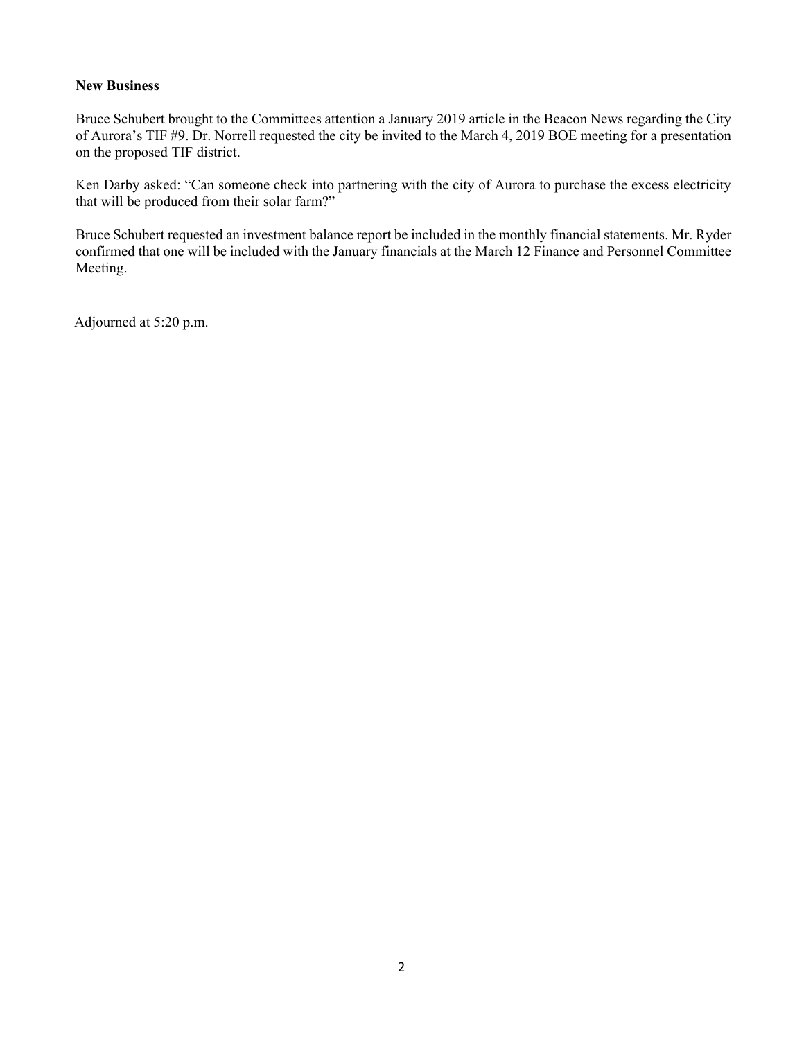**New Business**

Bruce Schubert brought to the Committees attention a January 2019 article in the Beacon News regarding the City of Aurora's TIF #9. Dr. Norrell requested the city be invited to the March 4, 2019 BOE meeting for a presentation on the proposed TIF district.

Ken Darby asked: "Can someone check into partnering with the city of Aurora to purchase the excess electricity that will be produced from their solar farm?"

Bruce Schubert requested an investment balance report be included in the monthly financial statements. Mr. Ryder confirmed that one will be included with the January financials at the March 12 Finance and Personnel Committee Meeting.

Adjourned at 5:20 p.m.